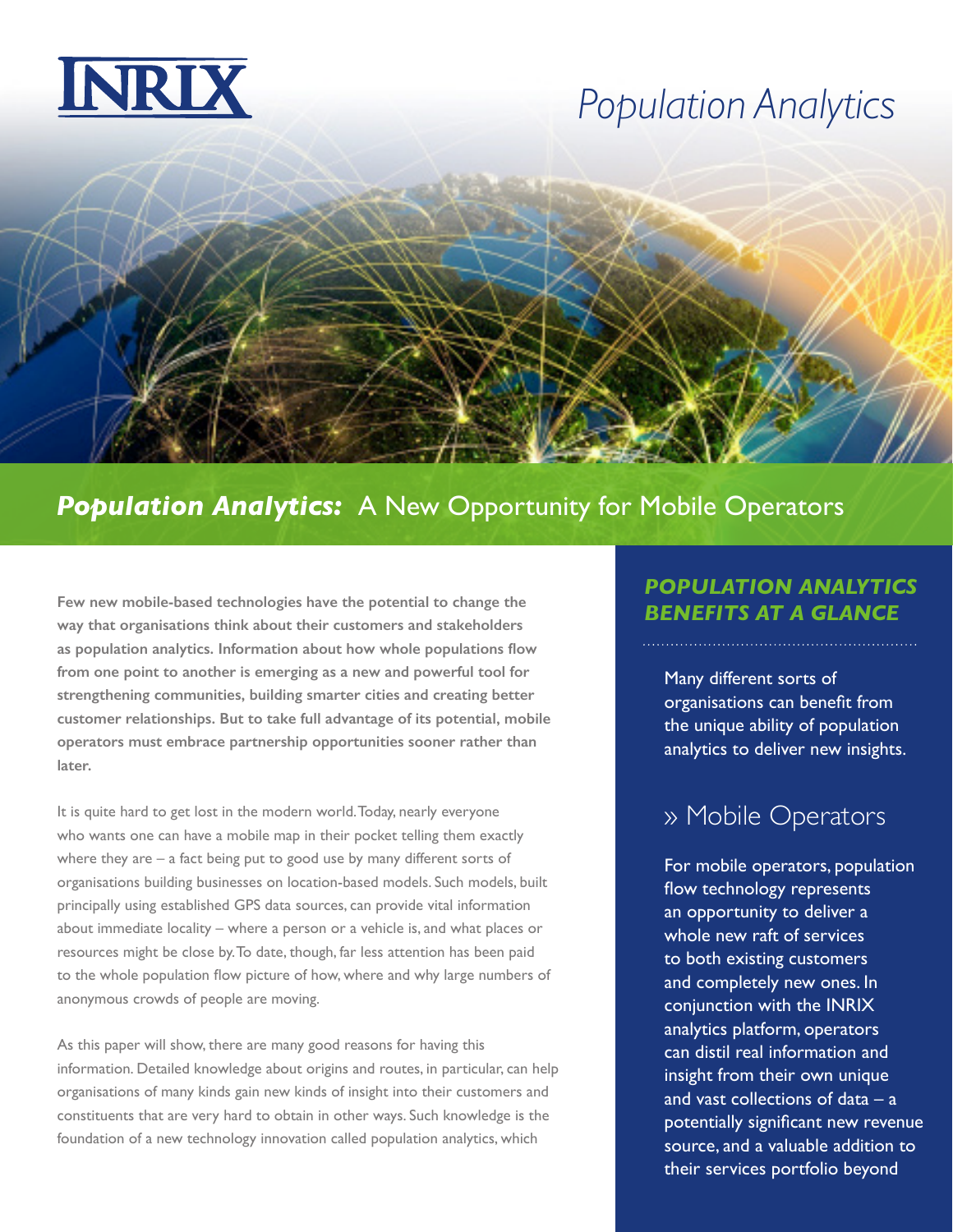INRIX

# Population Analytics

## *Population Analytics:* A New Opportunity for Mobile Operators

**Few new mobile-based technologies have the potential to change the way that organisations think about their customers and stakeholders as population analytics. Information about how whole populations flow from one point to another is emerging as a new and powerful tool for strengthening communities, building smarter cities and creating better customer relationships. But to take full advantage of its potential, mobile operators must embrace partnership opportunities sooner rather than later.**

It is quite hard to get lost in the modern world. Today, nearly everyone who wants one can have a mobile map in their pocket telling them exactly where they are – a fact being put to good use by many different sorts of organisations building businesses on location-based models. Such models, built principally using established GPS data sources, can provide vital information about immediate locality – where a person or a vehicle is, and what places or resources might be close by. To date, though, far less attention has been paid to the whole population flow picture of how, where and why large numbers of anonymous crowds of people are moving.

As this paper will show, there are many good reasons for having this information. Detailed knowledge about origins and routes, in particular, can help organisations of many kinds gain new kinds of insight into their customers and constituents that are very hard to obtain in other ways. Such knowledge is the foundation of a new technology innovation called population analytics, which

### *POPULATION ANALYTICS BENEFITS AT A GLANCE*

Many different sorts of organisations can benefit from the unique ability of population analytics to deliver new insights.

### » Mobile Operators

For mobile operators, population flow technology represents an opportunity to deliver a whole new raft of services to both existing customers and completely new ones. In conjunction with the INRIX analytics platform, operators can distil real information and insight from their own unique and vast collections of data – a potentially significant new revenue source, and a valuable addition to their services portfolio beyond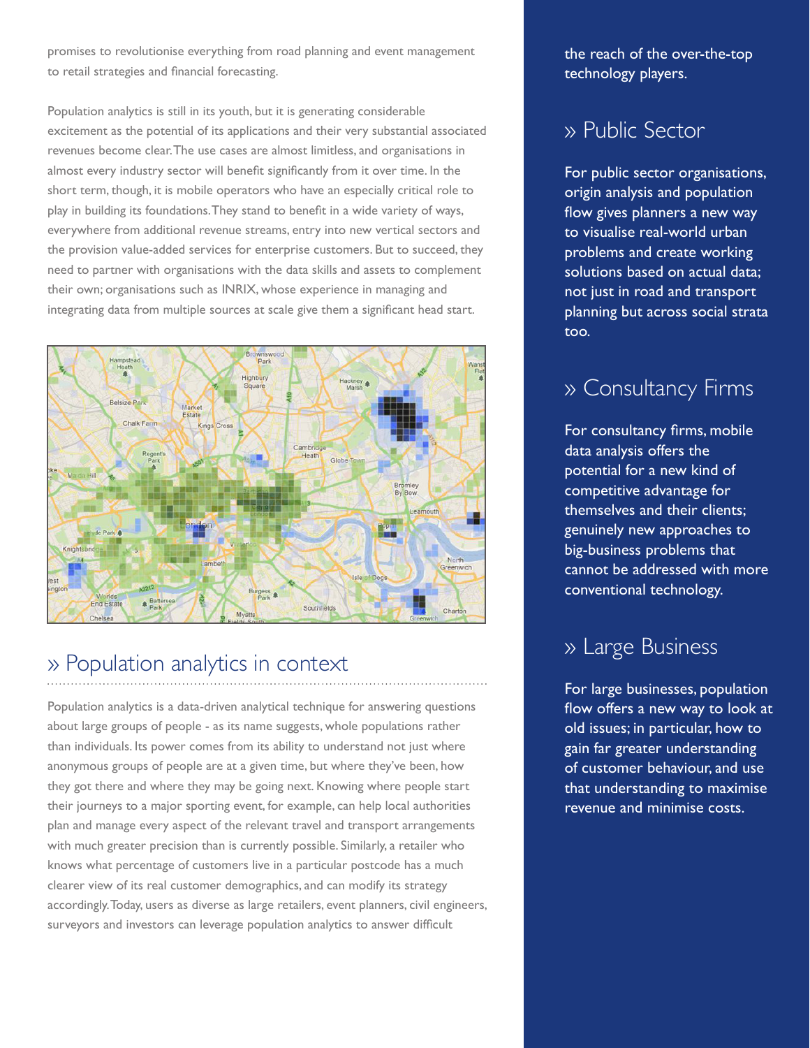promises to revolutionise everything from road planning and event management to retail strategies and financial forecasting.

Population analytics is still in its youth, but it is generating considerable excitement as the potential of its applications and their very substantial associated revenues become clear. The use cases are almost limitless, and organisations in almost every industry sector will benefit significantly from it over time. In the short term, though, it is mobile operators who have an especially critical role to play in building its foundations. They stand to benefit in a wide variety of ways, everywhere from additional revenue streams, entry into new vertical sectors and the provision value-added services for enterprise customers. But to succeed, they need to partner with organisations with the data skills and assets to complement their own; organisations such as INRIX, whose experience in managing and integrating data from multiple sources at scale give them a significant head start.

## » Population analytics in context

Population analytics is a data-driven analytical technique for answering questions about large groups of people - as its name suggests, whole populations rather than individuals. Its power comes from its ability to understand not just where anonymous groups of people are at a given time, but where they've been, how they got there and where they may be going next. Knowing where people start their journeys to a major sporting event, for example, can help local authorities plan and manage every aspect of the relevant travel and transport arrangements with much greater precision than is currently possible. Similarly, a retailer who knows what percentage of customers live in a particular postcode has a much clearer view of its real customer demographics, and can modify its strategy accordingly. Today, users as diverse as large retailers, event planners, civil engineers, surveyors and investors can leverage population analytics to answer difficult

the reach of the over-the-top technology players.

## » Public Sector

For public sector organisations, origin analysis and population flow gives planners a new way to visualise real-world urban problems and create working solutions based on actual data; not just in road and transport planning but across social strata too.

## » Consultancy Firms

For consultancy firms, mobile data analysis offers the potential for a new kind of competitive advantage for themselves and their clients; genuinely new approaches to big-business problems that cannot be addressed with more conventional technology.

## » Large Business

For large businesses, population flow offers a new way to look at old issues; in particular, how to gain far greater understanding of customer behaviour, and use that understanding to maximise revenue and minimise costs.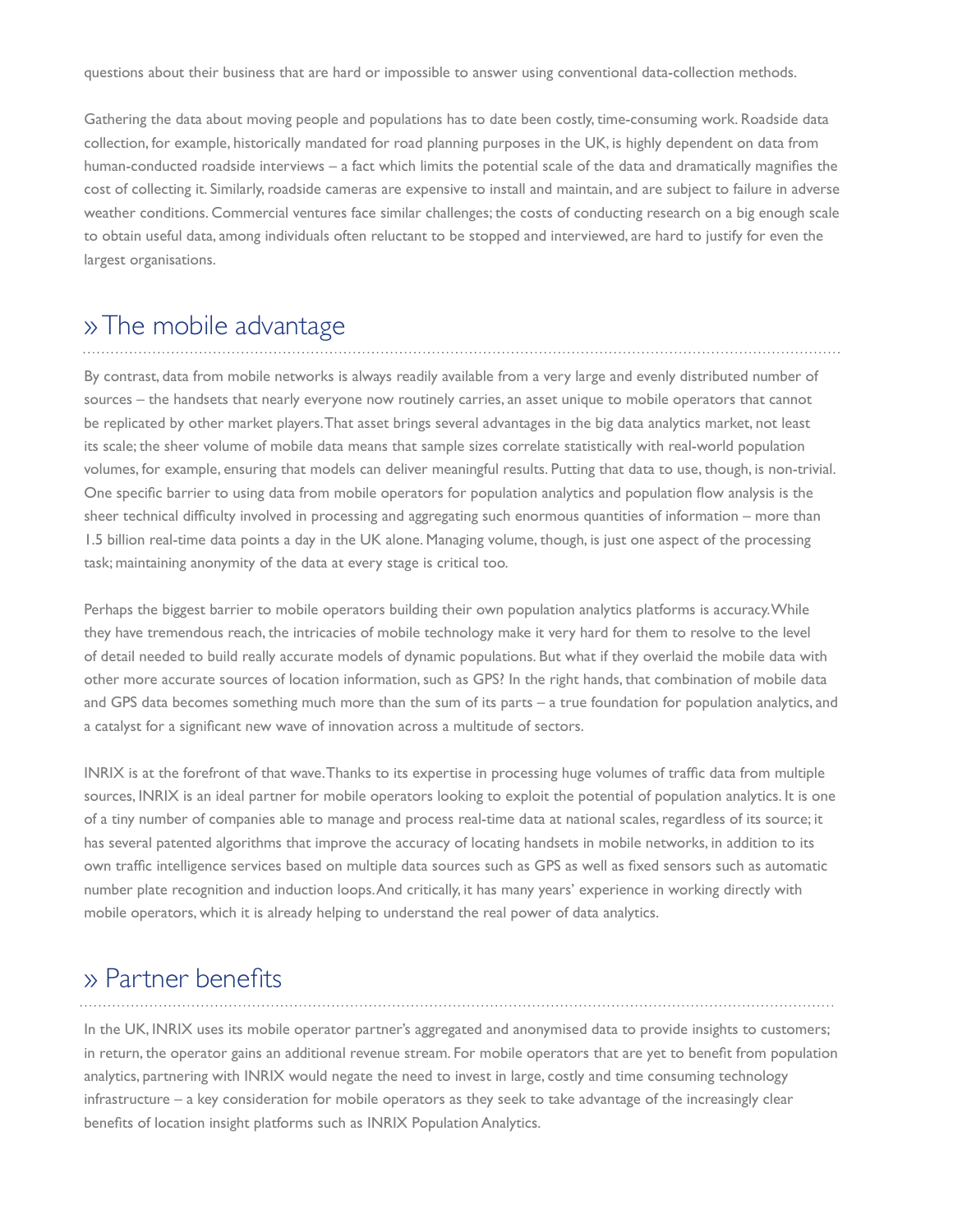questions about their business that are hard or impossible to answer using conventional data-collection methods.

Gathering the data about moving people and populations has to date been costly, time-consuming work. Roadside data collection, for example, historically mandated for road planning purposes in the UK, is highly dependent on data from human-conducted roadside interviews – a fact which limits the potential scale of the data and dramatically magnifies the cost of collecting it. Similarly, roadside cameras are expensive to install and maintain, and are subject to failure in adverse weather conditions. Commercial ventures face similar challenges; the costs of conducting research on a big enough scale to obtain useful data, among individuals often reluctant to be stopped and interviewed, are hard to justify for even the largest organisations.

## » The mobile advantage

By contrast, data from mobile networks is always readily available from a very large and evenly distributed number of sources – the handsets that nearly everyone now routinely carries, an asset unique to mobile operators that cannot be replicated by other market players. That asset brings several advantages in the big data analytics market, not least its scale; the sheer volume of mobile data means that sample sizes correlate statistically with real-world population volumes, for example, ensuring that models can deliver meaningful results. Putting that data to use, though, is non-trivial. One specific barrier to using data from mobile operators for population analytics and population flow analysis is the sheer technical difficulty involved in processing and aggregating such enormous quantities of information – more than 1.5 billion real-time data points a day in the UK alone. Managing volume, though, is just one aspect of the processing task; maintaining anonymity of the data at every stage is critical too.

Perhaps the biggest barrier to mobile operators building their own population analytics platforms is accuracy. While they have tremendous reach, the intricacies of mobile technology make it very hard for them to resolve to the level of detail needed to build really accurate models of dynamic populations. But what if they overlaid the mobile data with other more accurate sources of location information, such as GPS? In the right hands, that combination of mobile data and GPS data becomes something much more than the sum of its parts – a true foundation for population analytics, and a catalyst for a significant new wave of innovation across a multitude of sectors.

INRIX is at the forefront of that wave. Thanks to its expertise in processing huge volumes of traffic data from multiple sources, INRIX is an ideal partner for mobile operators looking to exploit the potential of population analytics. It is one of a tiny number of companies able to manage and process real-time data at national scales, regardless of its source; it has several patented algorithms that improve the accuracy of locating handsets in mobile networks, in addition to its own traffic intelligence services based on multiple data sources such as GPS as well as fixed sensors such as automatic number plate recognition and induction loops. And critically, it has many years' experience in working directly with mobile operators, which it is already helping to understand the real power of data analytics.

## » Partner benefits

In the UK, INRIX uses its mobile operator partner's aggregated and anonymised data to provide insights to customers; in return, the operator gains an additional revenue stream. For mobile operators that are yet to benefit from population analytics, partnering with INRIX would negate the need to invest in large, costly and time consuming technology infrastructure – a key consideration for mobile operators as they seek to take advantage of the increasingly clear benefits of location insight platforms such as INRIX Population Analytics.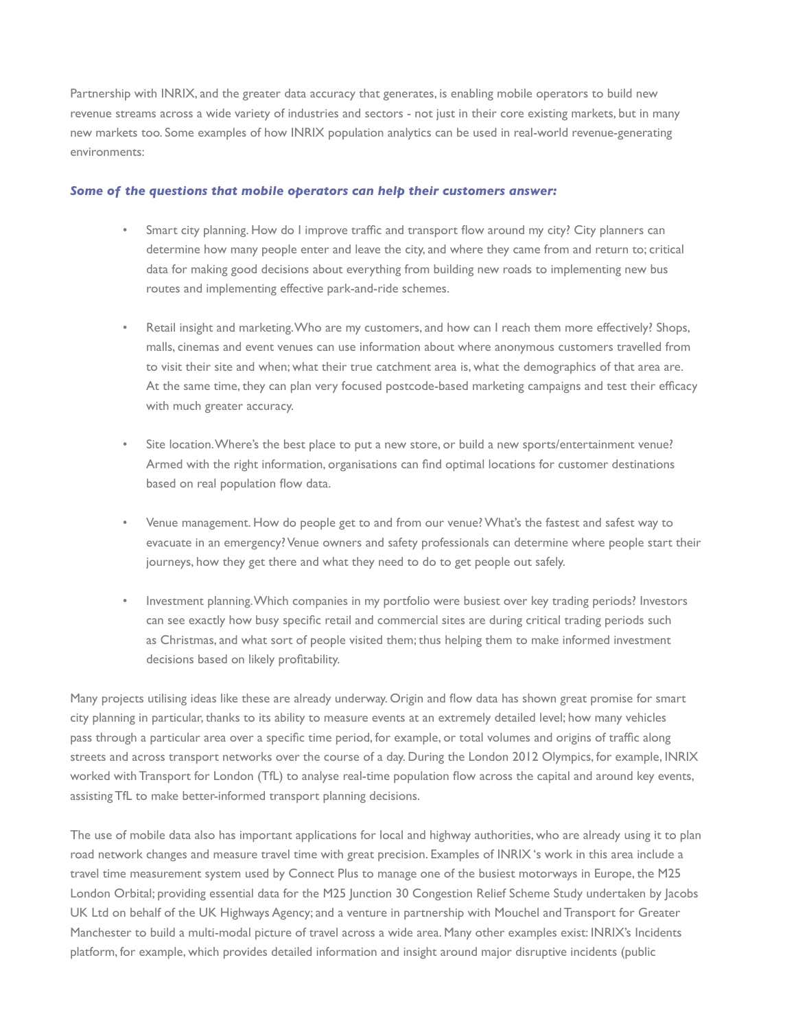Partnership with INRIX, and the greater data accuracy that generates, is enabling mobile operators to build new revenue streams across a wide variety of industries and sectors - not just in their core existing markets, but in many new markets too. Some examples of how INRIX population analytics can be used in real-world revenue-generating environments:

***Some of the questions that mobile operators can help their customers answer:***

- Smart city planning. How do I improve traffic and transport flow around my city? City planners can determine how many people enter and leave the city, and where they came from and return to; critical data for making good decisions about everything from building new roads to implementing new bus routes and implementing effective park-and-ride schemes.

- Retail insight and marketing. Who are my customers, and how can I reach them more effectively? Shops, malls, cinemas and event venues can use information about where anonymous customers travelled from to visit their site and when; what their true catchment area is, what the demographics of that area are. At the same time, they can plan very focused postcode-based marketing campaigns and test their efficacy with much greater accuracy.

- Site location. Where's the best place to put a new store, or build a new sports/entertainment venue? Armed with the right information, organisations can find optimal locations for customer destinations based on real population flow data.

- Venue management. How do people get to and from our venue? What's the fastest and safest way to evacuate in an emergency? Venue owners and safety professionals can determine where people start their journeys, how they get there and what they need to do to get people out safely.

- Investment planning. Which companies in my portfolio were busiest over key trading periods? Investors can see exactly how busy specific retail and commercial sites are during critical trading periods such as Christmas, and what sort of people visited them; thus helping them to make informed investment decisions based on likely profitability.

Many projects utilising ideas like these are already underway. Origin and flow data has shown great promise for smart city planning in particular, thanks to its ability to measure events at an extremely detailed level; how many vehicles pass through a particular area over a specific time period, for example, or total volumes and origins of traffic along streets and across transport networks over the course of a day. During the London 2012 Olympics, for example, INRIX worked with Transport for London (TfL) to analyse real-time population flow across the capital and around key events, assisting TfL to make better-informed transport planning decisions.

The use of mobile data also has important applications for local and highway authorities, who are already using it to plan road network changes and measure travel time with great precision. Examples of INRIX 's work in this area include a travel time measurement system used by Connect Plus to manage one of the busiest motorways in Europe, the M25 London Orbital; providing essential data for the M25 Junction 30 Congestion Relief Scheme Study undertaken by Jacobs UK Ltd on behalf of the UK Highways Agency; and a venture in partnership with Mouchel and Transport for Greater Manchester to build a multi-modal picture of travel across a wide area. Many other examples exist: INRIX's Incidents platform, for example, which provides detailed information and insight around major disruptive incidents (public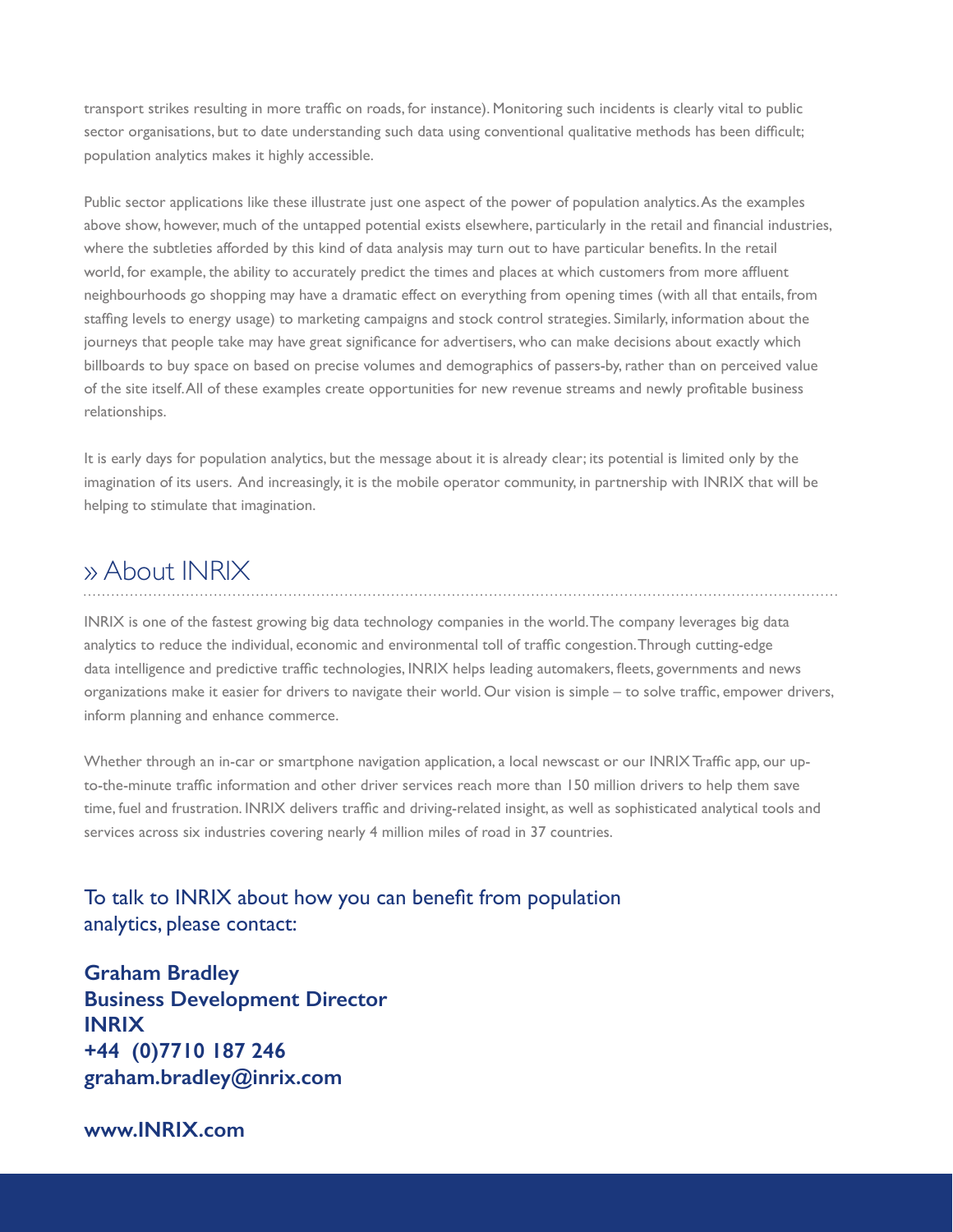transport strikes resulting in more traffic on roads, for instance). Monitoring such incidents is clearly vital to public sector organisations, but to date understanding such data using conventional qualitative methods has been difficult; population analytics makes it highly accessible.

Public sector applications like these illustrate just one aspect of the power of population analytics. As the examples above show, however, much of the untapped potential exists elsewhere, particularly in the retail and financial industries, where the subtleties afforded by this kind of data analysis may turn out to have particular benefits. In the retail world, for example, the ability to accurately predict the times and places at which customers from more affluent neighbourhoods go shopping may have a dramatic effect on everything from opening times (with all that entails, from staffing levels to energy usage) to marketing campaigns and stock control strategies. Similarly, information about the journeys that people take may have great significance for advertisers, who can make decisions about exactly which billboards to buy space on based on precise volumes and demographics of passers-by, rather than on perceived value of the site itself. All of these examples create opportunities for new revenue streams and newly profitable business relationships.

It is early days for population analytics, but the message about it is already clear; its potential is limited only by the imagination of its users. And increasingly, it is the mobile operator community, in partnership with INRIX that will be helping to stimulate that imagination.

## » About INRIX

INRIX is one of the fastest growing big data technology companies in the world. The company leverages big data analytics to reduce the individual, economic and environmental toll of traffic congestion. Through cutting-edge data intelligence and predictive traffic technologies, INRIX helps leading automakers, fleets, governments and news organizations make it easier for drivers to navigate their world. Our vision is simple – to solve traffic, empower drivers, inform planning and enhance commerce.

Whether through an in-car or smartphone navigation application, a local newscast or our INRIX Traffic app, our up-to-the-minute traffic information and other driver services reach more than 150 million drivers to help them save time, fuel and frustration. INRIX delivers traffic and driving-related insight, as well as sophisticated analytical tools and services across six industries covering nearly 4 million miles of road in 37 countries.

To talk to INRIX about how you can benefit from population analytics, please contact:

**Graham Bradley**
**Business Development Director**
**INRIX**
**+44 (0)7710 187 246**
**graham.bradley@inrix.com**

**www.INRIX.com**